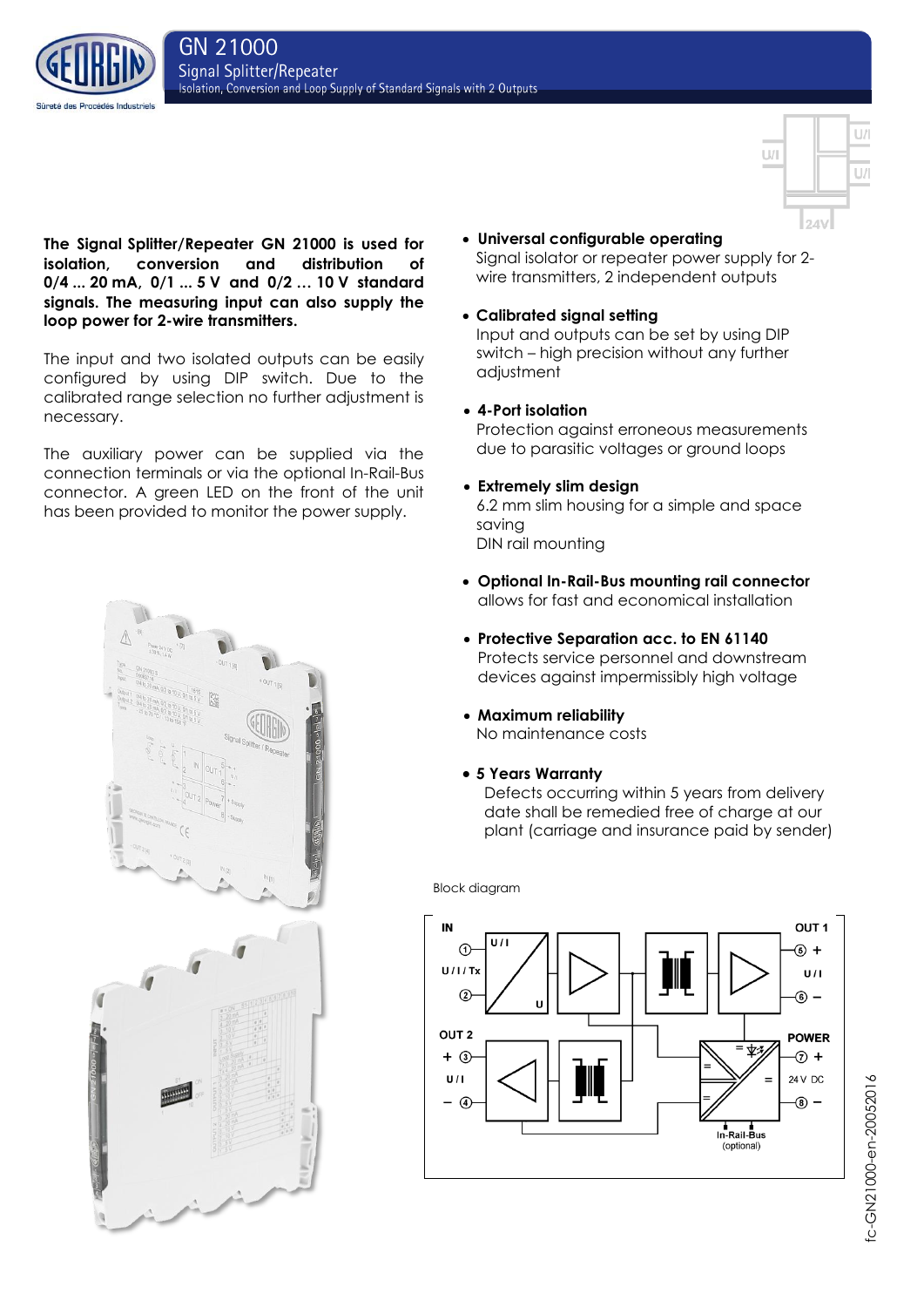# GN 21000

## Signal Splitter/Repeater

Isolation, Conversion and Loop Supply of Standard Signals with 2 Outputs

**The Signal Splitter/Repeater GN 21000 is used for isolation, conversion and distribution of 0/4 ... 20 mA, 0/1 ... 5 V and 0/2 … 10 V standard signals. The measuring input can also supply the loop power for 2-wire transmitters.**

The input and two isolated outputs can be easily configured by using DIP switch. Due to the calibrated range selection no further adjustment is necessary.

The auxiliary power can be supplied via the connection terminals or via the optional In-Rail-Bus connector. A green LED on the front of the unit has been provided to monitor the power supply.

- **Universal configurable operating**
  Signal isolator or repeater power supply for 2-wire transmitters, 2 independent outputs
- **Calibrated signal setting**
  Input and outputs can be set by using DIP switch – high precision without any further adjustment
- **4-Port isolation**
  Protection against erroneous measurements due to parasitic voltages or ground loops
- **Extremely slim design**
  6.2 mm slim housing for a simple and space saving
  DIN rail mounting
- **Optional In-Rail-Bus mounting rail connector**
  allows for fast and economical installation
- **Protective Separation acc. to EN 61140**
  Protects service personnel and downstream devices against impermissibly high voltage
- **Maximum reliability**
  No maintenance costs
- **5 Years Warranty**
  Defects occurring within 5 years from delivery date shall be remedied free of charge at our plant (carriage and insurance paid by sender)

Block diagram

fc-GN21000-en-20052016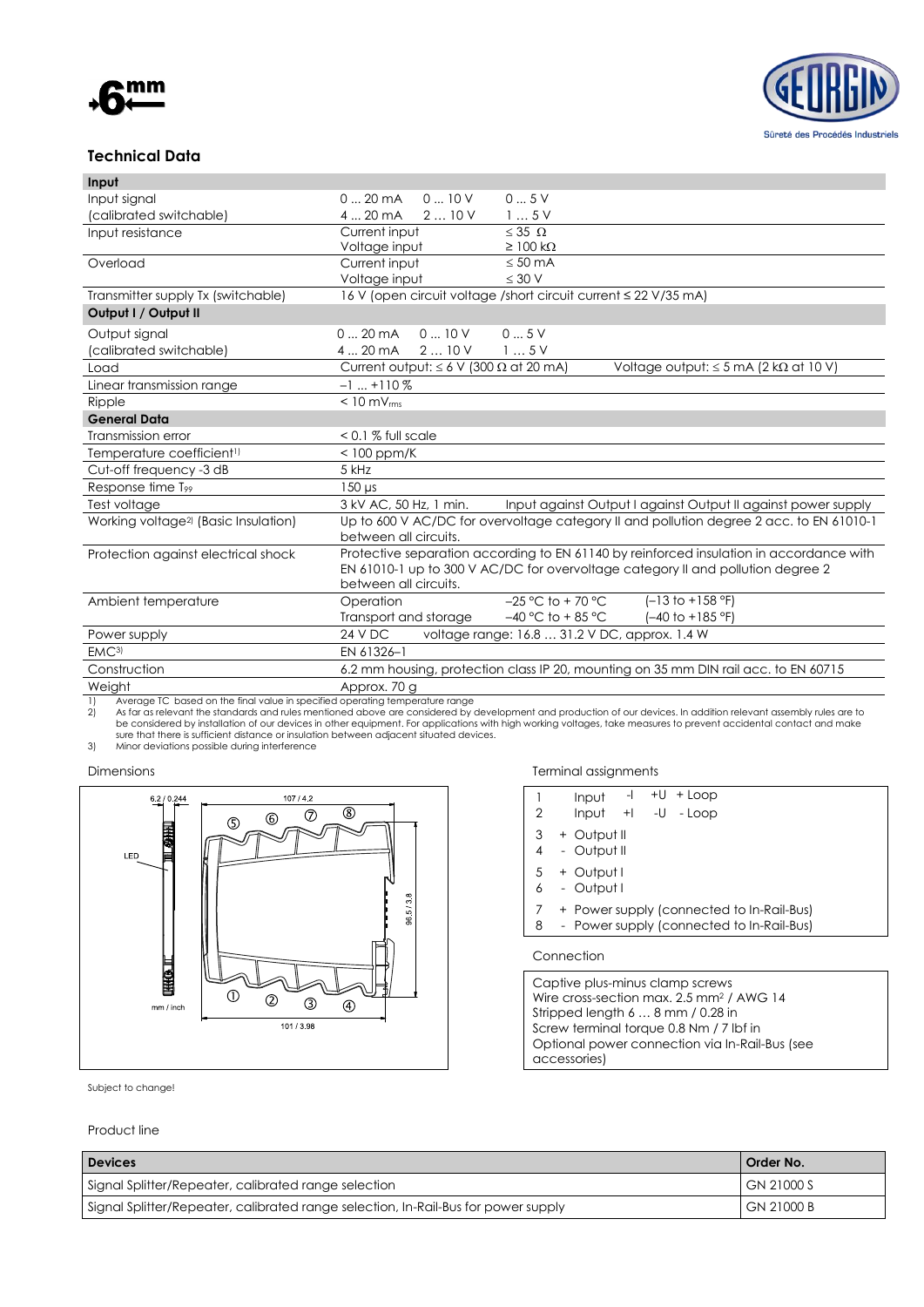## Technical Data

| | | | | |
|---|---|---|---|---|
| **Input** | | | | |
| Input signal (calibrated switchable) | 0 … 20 mA<br>4 … 20 mA | 0 … 10 V<br>2 … 10 V | 0 … 5 V<br>1 … 5 V | |
| Input resistance | Current input<br>Voltage input | | ≤ 35 Ω<br>≥ 100 kΩ | |
| Overload | Current input<br>Voltage input | | ≤ 50 mA<br>≤ 30 V | |
| Transmitter supply Tx (switchable) | 16 V (open circuit voltage /short circuit current ≤ 22 V/35 mA) | | | |
| **Output I / Output II** | | | | |
| Output signal (calibrated switchable) | 0 … 20 mA<br>4 … 20 mA | 0 … 10 V<br>2 … 10 V | 0 … 5 V<br>1 … 5 V | |
| Load | Current output: ≤ 6 V (300 Ω at 20 mA) | | | Voltage output: ≤ 5 mA (2 kΩ at 10 V) |
| Linear transmission range | –1 … +110 % | | | |
| Ripple | < 10 $mV_{rms}$ | | | |
| **General Data** | | | | |
| Transmission error | < 0.1 % full scale | | | |
| Temperature coefficient[1] | < 100 ppm/K | | | |
| Cut-off frequency -3 dB | 5 kHz | | | |
| Response time $T_{99}$ | 150 µs | | | |
| Test voltage | 3 kV AC, 50 Hz, 1 min. | | | Input against Output I against Output II against power supply |
| Working voltage[2] (Basic Insulation) | Up to 600 V AC/DC for overvoltage category II and pollution degree 2 acc. to EN 61010-1 between all circuits. | | | |
| Protection against electrical shock | Protective separation according to EN 61140 by reinforced insulation in accordance with EN 61010-1 up to 300 V AC/DC for overvoltage category II and pollution degree 2 between all circuits. | | | |
| Ambient temperature | Operation<br>Transport and storage | | –25 °C to + 70 °C<br>–40 °C to + 85 °C | (–13 to +158 °F)<br>(–40 to +185 °F) |
| Power supply | 24 V DC | voltage range: 16.8 … 31.2 V DC, approx. 1.4 W | | |
| EMC[3] | EN 61326–1 | | | |
| Construction | 6.2 mm housing, protection class IP 20, mounting on 35 mm DIN rail acc. to EN 60715 | | | |
| Weight | Approx. 70 g | | | |

1) Average TC based on the final value in specified operating temperature range
2) As far as relevant the standards and rules mentioned above are considered by development and production of our devices. In addition relevant assembly rules are to be considered by installation of our devices in other equipment. For applications with high working voltages, take measures to prevent accidental contact and make sure that there is sufficient distance or insulation between adjacent situated devices.
3) Minor deviations possible during interference

### Dimensions

6.2 / 0.244
107 / 4.2
LED
96.5 / 3.8
mm / inch
101 / 3.98
⑤ ⑥ ⑦ ⑧
① ② ③ ④

### Terminal assignments

| | | | | |
|---|---|---|---|---|
| 1 | Input | -I | +U | + Loop |
| 2 | Input | +I | -U | - Loop |
| 3 | + Output II | | | |
| 4 | - Output II | | | |
| 5 | + Output I | | | |
| 6 | - Output I | | | |
| 7 | + Power supply (connected to In-Rail-Bus) | | | |
| 8 | - Power supply (connected to In-Rail-Bus) | | | |

### Connection

Captive plus-minus clamp screws
Wire cross-section max. 2.5 mm² / AWG 14
Stripped length 6 … 8 mm / 0.28 in
Screw terminal torque 0.8 Nm / 7 lbf in
Optional power connection via In-Rail-Bus (see accessories)

Subject to change!

### Product line

| **Devices** | **Order No.** |
|---|---|
| Signal Splitter/Repeater, calibrated range selection | GN 21000 S |
| Signal Splitter/Repeater, calibrated range selection, In-Rail-Bus for power supply | GN 21000 B |